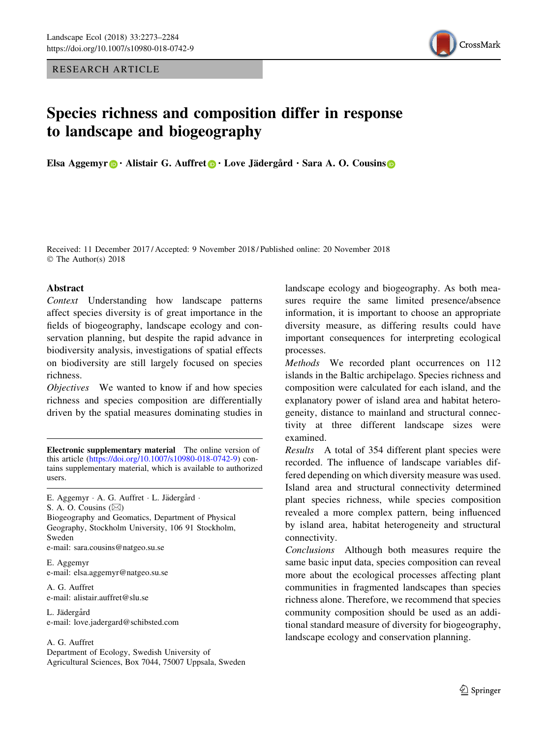RESEARCH ARTICLE

# Species richness and composition differ in response to landscape and biogeography

**Elsa Aggemyr · Alistair G. Auffret · Love Jädergård · Sara A. O. Cousins**

Received: 11 December 2017 / Accepted: 9 November 2018 / Published online: 20 November 2018
© The Author(s) 2018

## Abstract

*Context* Understanding how landscape patterns affect species diversity is of great importance in the fields of biogeography, landscape ecology and conservation planning, but despite the rapid advance in biodiversity analysis, investigations of spatial effects on biodiversity are still largely focused on species richness.

*Objectives* We wanted to know if and how species richness and species composition are differentially driven by the spatial measures dominating studies in landscape ecology and biogeography. As both measures require the same limited presence/absence information, it is important to choose an appropriate diversity measure, as differing results could have important consequences for interpreting ecological processes.

*Methods* We recorded plant occurrences on 112 islands in the Baltic archipelago. Species richness and composition were calculated for each island, and the explanatory power of island area and habitat heterogeneity, distance to mainland and structural connectivity at three different landscape sizes were examined.

*Results* A total of 354 different plant species were recorded. The influence of landscape variables differed depending on which diversity measure was used. Island area and structural connectivity determined plant species richness, while species composition revealed a more complex pattern, being influenced by island area, habitat heterogeneity and structural connectivity.

*Conclusions* Although both measures require the same basic input data, species composition can reveal more about the ecological processes affecting plant communities in fragmented landscapes than species richness alone. Therefore, we recommend that species community composition should be used as an additional standard measure of diversity for biogeography, landscape ecology and conservation planning.

---

**Electronic supplementary material** The online version of this article (https://doi.org/10.1007/s10980-018-0742-9) contains supplementary material, which is available to authorized users.

E. Aggemyr · A. G. Auffret · L. Jädergård · S. A. O. Cousins (✉)
Biogeography and Geomatics, Department of Physical Geography, Stockholm University, 106 91 Stockholm, Sweden
e-mail: sara.cousins@natgeo.su.se

E. Aggemyr
e-mail: elsa.aggemyr@natgeo.su.se

A. G. Auffret
e-mail: alistair.auffret@slu.se

L. Jädergård
e-mail: love.jadergard@schibsted.com

A. G. Auffret
Department of Ecology, Swedish University of Agricultural Sciences, Box 7044, 75007 Uppsala, Sweden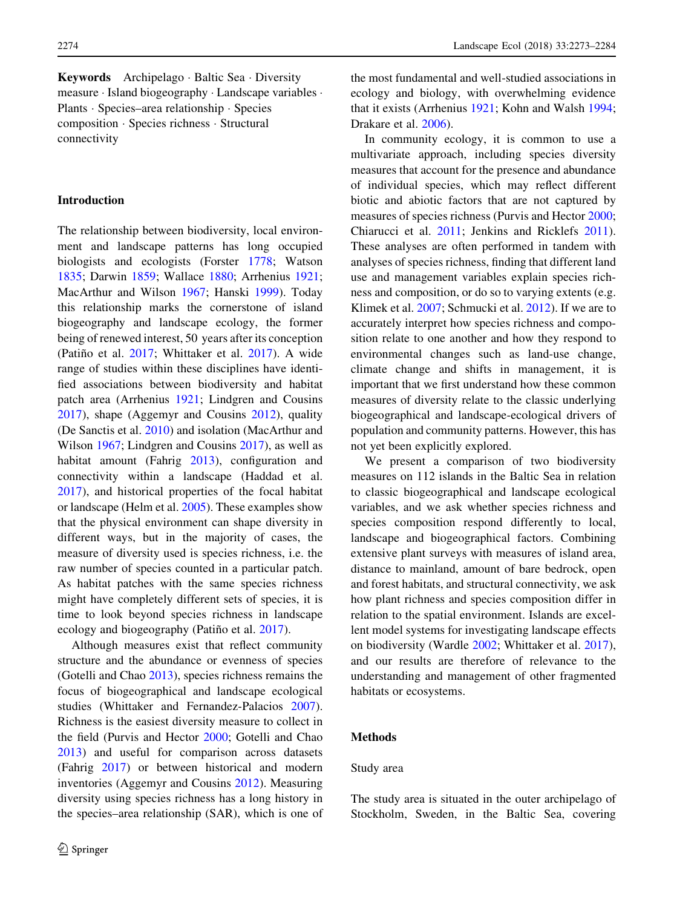**Keywords** Archipelago · Baltic Sea · Diversity measure · Island biogeography · Landscape variables · Plants · Species–area relationship · Species composition · Species richness · Structural connectivity

## Introduction

The relationship between biodiversity, local environment and landscape patterns has long occupied biologists and ecologists (Forster 1778; Watson 1835; Darwin 1859; Wallace 1880; Arrhenius 1921; MacArthur and Wilson 1967; Hanski 1999). Today this relationship marks the cornerstone of island biogeography and landscape ecology, the former being of renewed interest, 50 years after its conception (Patiño et al. 2017; Whittaker et al. 2017). A wide range of studies within these disciplines have identified associations between biodiversity and habitat patch area (Arrhenius 1921; Lindgren and Cousins 2017), shape (Aggemyr and Cousins 2012), quality (De Sanctis et al. 2010) and isolation (MacArthur and Wilson 1967; Lindgren and Cousins 2017), as well as habitat amount (Fahrig 2013), configuration and connectivity within a landscape (Haddad et al. 2017), and historical properties of the focal habitat or landscape (Helm et al. 2005). These examples show that the physical environment can shape diversity in different ways, but in the majority of cases, the measure of diversity used is species richness, i.e. the raw number of species counted in a particular patch. As habitat patches with the same species richness might have completely different sets of species, it is time to look beyond species richness in landscape ecology and biogeography (Patiño et al. 2017).

Although measures exist that reflect community structure and the abundance or evenness of species (Gotelli and Chao 2013), species richness remains the focus of biogeographical and landscape ecological studies (Whittaker and Fernandez-Palacios 2007). Richness is the easiest diversity measure to collect in the field (Purvis and Hector 2000; Gotelli and Chao 2013) and useful for comparison across datasets (Fahrig 2017) or between historical and modern inventories (Aggemyr and Cousins 2012). Measuring diversity using species richness has a long history in the species–area relationship (SAR), which is one of the most fundamental and well-studied associations in ecology and biology, with overwhelming evidence that it exists (Arrhenius 1921; Kohn and Walsh 1994; Drakare et al. 2006).

In community ecology, it is common to use a multivariate approach, including species diversity measures that account for the presence and abundance of individual species, which may reflect different biotic and abiotic factors that are not captured by measures of species richness (Purvis and Hector 2000; Chiarucci et al. 2011; Jenkins and Ricklefs 2011). These analyses are often performed in tandem with analyses of species richness, finding that different land use and management variables explain species richness and composition, or do so to varying extents (e.g. Klimek et al. 2007; Schmucki et al. 2012). If we are to accurately interpret how species richness and composition relate to one another and how they respond to environmental changes such as land-use change, climate change and shifts in management, it is important that we first understand how these common measures of diversity relate to the classic underlying biogeographical and landscape-ecological drivers of population and community patterns. However, this has not yet been explicitly explored.

We present a comparison of two biodiversity measures on 112 islands in the Baltic Sea in relation to classic biogeographical and landscape ecological variables, and we ask whether species richness and species composition respond differently to local, landscape and biogeographical factors. Combining extensive plant surveys with measures of island area, distance to mainland, amount of bare bedrock, open and forest habitats, and structural connectivity, we ask how plant richness and species composition differ in relation to the spatial environment. Islands are excellent model systems for investigating landscape effects on biodiversity (Wardle 2002; Whittaker et al. 2017), and our results are therefore of relevance to the understanding and management of other fragmented habitats or ecosystems.

## Methods

### Study area

The study area is situated in the outer archipelago of Stockholm, Sweden, in the Baltic Sea, covering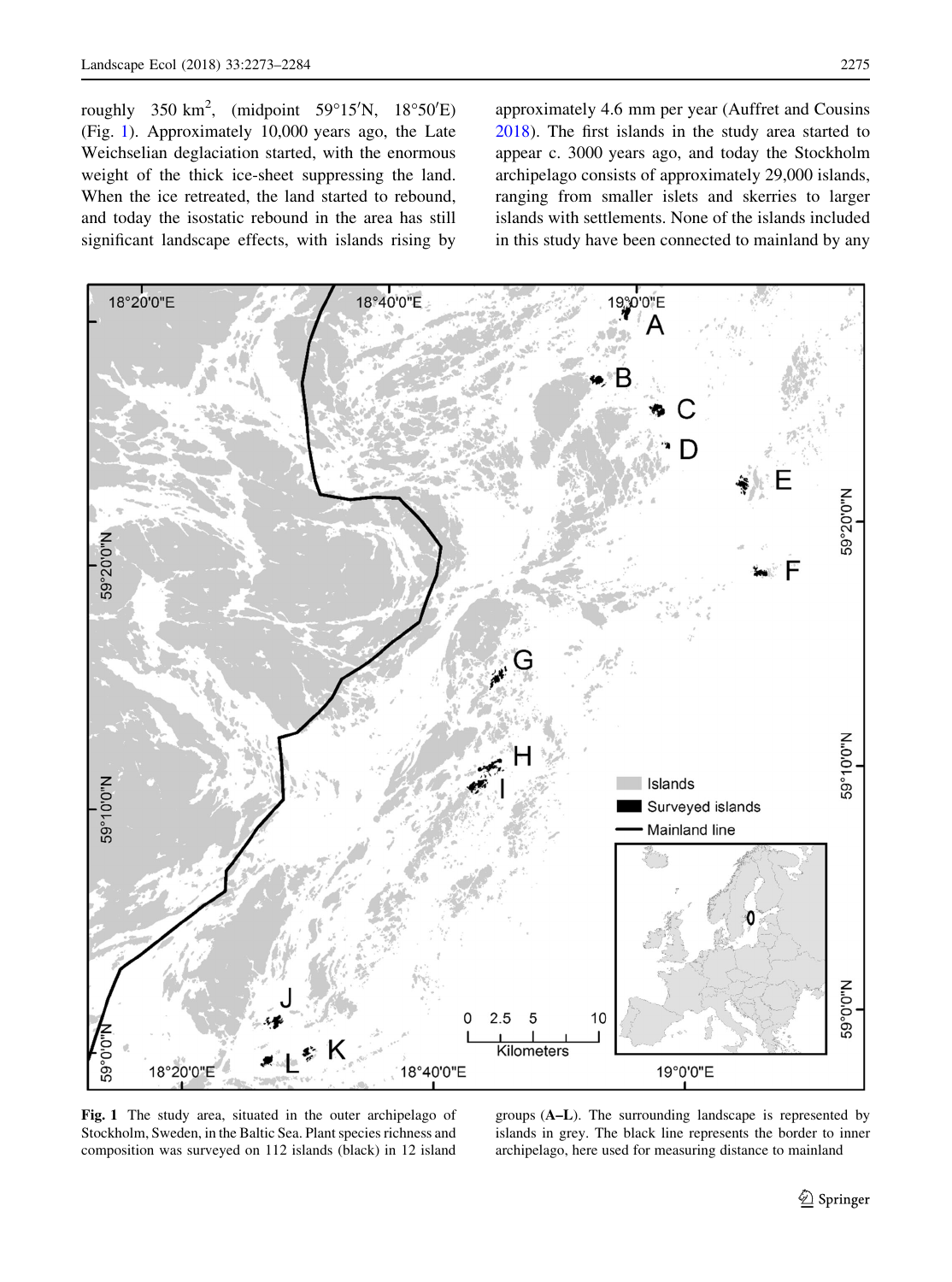roughly 350 km$^2$, (midpoint 59°15′N, 18°50′E) (Fig. 1). Approximately 10,000 years ago, the Late Weichselian deglaciation started, with the enormous weight of the thick ice-sheet suppressing the land. When the ice retreated, the land started to rebound, and today the isostatic rebound in the area has still significant landscape effects, with islands rising by approximately 4.6 mm per year (Auffret and Cousins 2018). The first islands in the study area started to appear c. 3000 years ago, and today the Stockholm archipelago consists of approximately 29,000 islands, ranging from smaller islets and skerries to larger islands with settlements. None of the islands included in this study have been connected to mainland by any

**Fig. 1** The study area, situated in the outer archipelago of Stockholm, Sweden, in the Baltic Sea. Plant species richness and composition was surveyed on 112 islands (black) in 12 island groups (**A–L**). The surrounding landscape is represented by islands in grey. The black line represents the border to inner archipelago, here used for measuring distance to mainland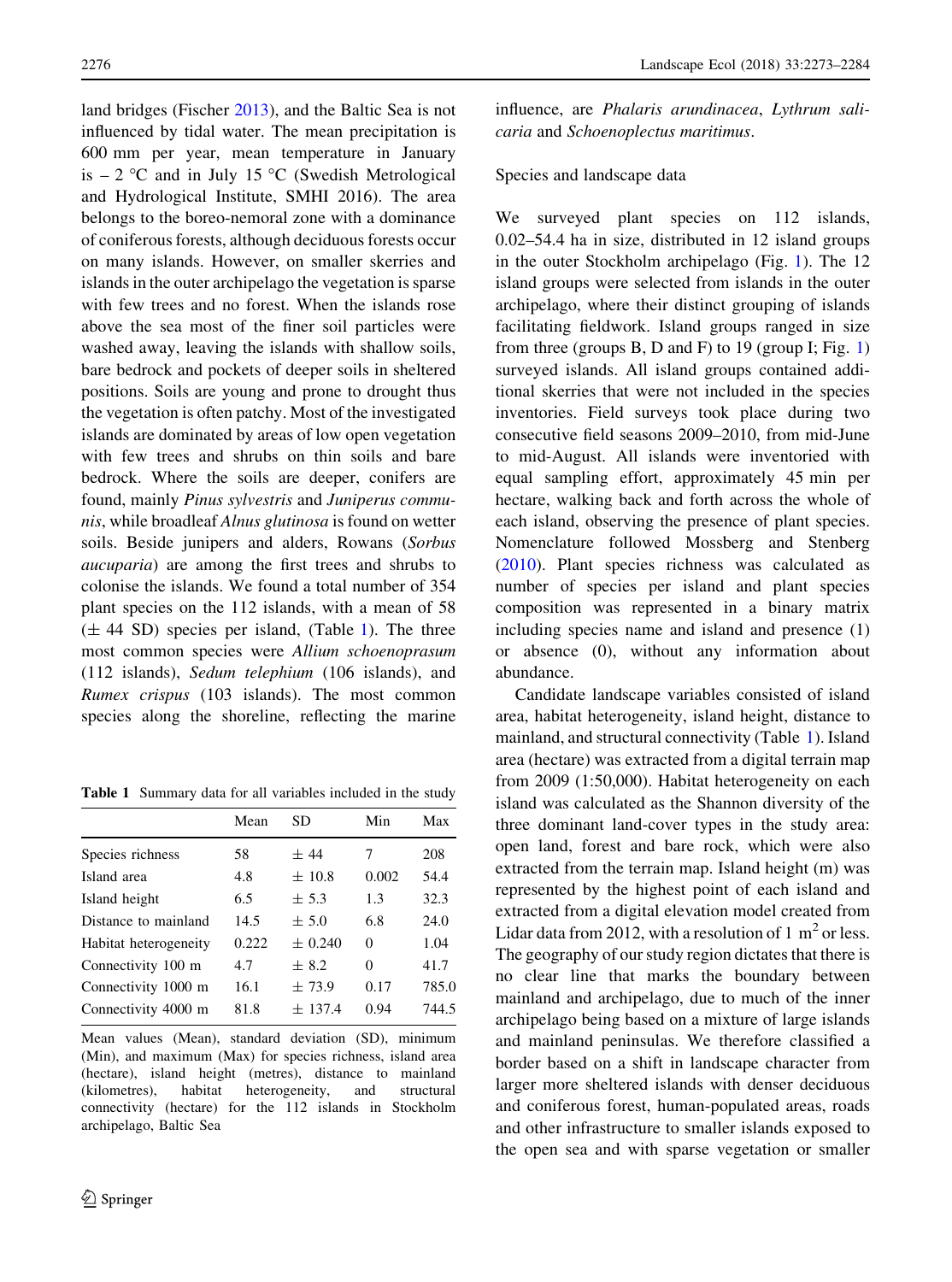land bridges (Fischer 2013), and the Baltic Sea is not influenced by tidal water. The mean precipitation is 600 mm per year, mean temperature in January is – 2 °C and in July 15 °C (Swedish Metrological and Hydrological Institute, SMHI 2016). The area belongs to the boreo-nemoral zone with a dominance of coniferous forests, although deciduous forests occur on many islands. However, on smaller skerries and islands in the outer archipelago the vegetation is sparse with few trees and no forest. When the islands rose above the sea most of the finer soil particles were washed away, leaving the islands with shallow soils, bare bedrock and pockets of deeper soils in sheltered positions. Soils are young and prone to drought thus the vegetation is often patchy. Most of the investigated islands are dominated by areas of low open vegetation with few trees and shrubs on thin soils and bare bedrock. Where the soils are deeper, conifers are found, mainly *Pinus sylvestris* and *Juniperus communis*, while broadleaf *Alnus glutinosa* is found on wetter soils. Beside junipers and alders, Rowans (*Sorbus aucuparia*) are among the first trees and shrubs to colonise the islands. We found a total number of 354 plant species on the 112 islands, with a mean of 58 (± 44 SD) species per island, (Table 1). The three most common species were *Allium schoenoprasum* (112 islands), *Sedum telephium* (106 islands), and *Rumex crispus* (103 islands). The most common species along the shoreline, reflecting the marine influence, are *Phalaris arundinacea*, *Lythrum salicaria* and *Schoenoplectus maritimus*.

**Table 1** Summary data for all variables included in the study

| | Mean | SD | Min | Max |
|---|---|---|---|---|
| Species richness | 58 | ± 44 | 7 | 208 |
| Island area | 4.8 | ± 10.8 | 0.002 | 54.4 |
| Island height | 6.5 | ± 5.3 | 1.3 | 32.3 |
| Distance to mainland | 14.5 | ± 5.0 | 6.8 | 24.0 |
| Habitat heterogeneity | 0.222 | ± 0.240 | 0 | 1.04 |
| Connectivity 100 m | 4.7 | ± 8.2 | 0 | 41.7 |
| Connectivity 1000 m | 16.1 | ± 73.9 | 0.17 | 785.0 |
| Connectivity 4000 m | 81.8 | ± 137.4 | 0.94 | 744.5 |

Mean values (Mean), standard deviation (SD), minimum (Min), and maximum (Max) for species richness, island area (hectare), island height (metres), distance to mainland (kilometres), habitat heterogeneity, and structural connectivity (hectare) for the 112 islands in Stockholm archipelago, Baltic Sea

### Species and landscape data

We surveyed plant species on 112 islands, 0.02–54.4 ha in size, distributed in 12 island groups in the outer Stockholm archipelago (Fig. 1). The 12 island groups were selected from islands in the outer archipelago, where their distinct grouping of islands facilitating fieldwork. Island groups ranged in size from three (groups B, D and F) to 19 (group I; Fig. 1) surveyed islands. All island groups contained additional skerries that were not included in the species inventories. Field surveys took place during two consecutive field seasons 2009–2010, from mid-June to mid-August. All islands were inventoried with equal sampling effort, approximately 45 min per hectare, walking back and forth across the whole of each island, observing the presence of plant species. Nomenclature followed Mossberg and Stenberg (2010). Plant species richness was calculated as number of species per island and plant species composition was represented in a binary matrix including species name and island and presence (1) or absence (0), without any information about abundance.

Candidate landscape variables consisted of island area, habitat heterogeneity, island height, distance to mainland, and structural connectivity (Table 1). Island area (hectare) was extracted from a digital terrain map from 2009 (1:50,000). Habitat heterogeneity on each island was calculated as the Shannon diversity of the three dominant land-cover types in the study area: open land, forest and bare rock, which were also extracted from the terrain map. Island height (m) was represented by the highest point of each island and extracted from a digital elevation model created from Lidar data from 2012, with a resolution of 1 $m^2$ or less. The geography of our study region dictates that there is no clear line that marks the boundary between mainland and archipelago, due to much of the inner archipelago being based on a mixture of large islands and mainland peninsulas. We therefore classified a border based on a shift in landscape character from larger more sheltered islands with denser deciduous and coniferous forest, human-populated areas, roads and other infrastructure to smaller islands exposed to the open sea and with sparse vegetation or smaller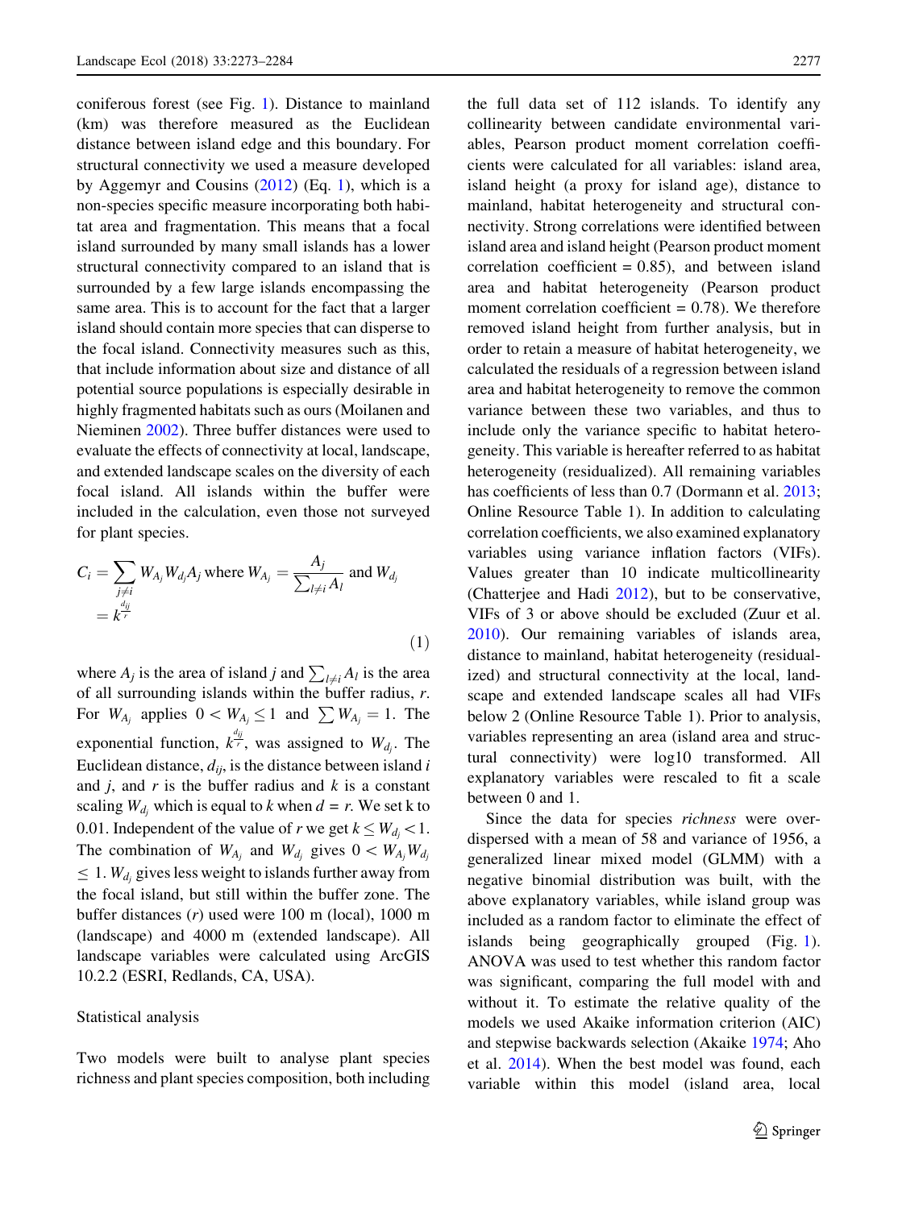coniferous forest (see Fig. 1). Distance to mainland (km) was therefore measured as the Euclidean distance between island edge and this boundary. For structural connectivity we used a measure developed by Aggemyr and Cousins (2012) (Eq. 1), which is a non-species specific measure incorporating both habitat area and fragmentation. This means that a focal island surrounded by many small islands has a lower structural connectivity compared to an island that is surrounded by a few large islands encompassing the same area. This is to account for the fact that a larger island should contain more species that can disperse to the focal island. Connectivity measures such as this, that include information about size and distance of all potential source populations is especially desirable in highly fragmented habitats such as ours (Moilanen and Nieminen 2002). Three buffer distances were used to evaluate the effects of connectivity at local, landscape, and extended landscape scales on the diversity of each focal island. All islands within the buffer were included in the calculation, even those not surveyed for plant species.

$$C_i = \sum_{j \neq i} W_{A_j} W_{d_j} A_j \text{ where } W_{A_j} = \frac{A_j}{\sum_{l \neq i} A_l} \text{ and } W_{d_j} = k^{\frac{d_{ij}}{r}} \quad (1)$$

where $A_j$ is the area of island $j$ and $\sum_{l \neq i} A_l$ is the area of all surrounding islands within the buffer radius, $r$. For $W_{A_j}$ applies $0 < W_{A_j} \leq 1$ and $\sum W_{A_j} = 1$. The exponential function, $k^{\frac{d_{ij}}{r}}$, was assigned to $W_{d_j}$. The Euclidean distance, $d_{ij}$, is the distance between island $i$ and $j$, and $r$ is the buffer radius and $k$ is a constant scaling $W_{d_j}$ which is equal to $k$ when $d = r$. We set k to 0.01. Independent of the value of $r$ we get $k \leq W_{d_j} < 1$. The combination of $W_{A_j}$ and $W_{d_j}$ gives $0 < W_{A_j} W_{d_j} \leq 1$. $W_{d_j}$ gives less weight to islands further away from the focal island, but still within the buffer zone. The buffer distances ($r$) used were 100 m (local), 1000 m (landscape) and 4000 m (extended landscape). All landscape variables were calculated using ArcGIS 10.2.2 (ESRI, Redlands, CA, USA).

## Statistical analysis

Two models were built to analyse plant species richness and plant species composition, both including the full data set of 112 islands. To identify any collinearity between candidate environmental variables, Pearson product moment correlation coefficients were calculated for all variables: island area, island height (a proxy for island age), distance to mainland, habitat heterogeneity and structural connectivity. Strong correlations were identified between island area and island height (Pearson product moment correlation coefficient = 0.85), and between island area and habitat heterogeneity (Pearson product moment correlation coefficient = 0.78). We therefore removed island height from further analysis, but in order to retain a measure of habitat heterogeneity, we calculated the residuals of a regression between island area and habitat heterogeneity to remove the common variance between these two variables, and thus to include only the variance specific to habitat heterogeneity. This variable is hereafter referred to as habitat heterogeneity (residualized). All remaining variables has coefficients of less than 0.7 (Dormann et al. 2013; Online Resource Table 1). In addition to calculating correlation coefficients, we also examined explanatory variables using variance inflation factors (VIFs). Values greater than 10 indicate multicollinearity (Chatterjee and Hadi 2012), but to be conservative, VIFs of 3 or above should be excluded (Zuur et al. 2010). Our remaining variables of islands area, distance to mainland, habitat heterogeneity (residualized) and structural connectivity at the local, landscape and extended landscape scales all had VIFs below 2 (Online Resource Table 1). Prior to analysis, variables representing an area (island area and structural connectivity) were log10 transformed. All explanatory variables were rescaled to fit a scale between 0 and 1.

Since the data for species *richness* were overdispersed with a mean of 58 and variance of 1956, a generalized linear mixed model (GLMM) with a negative binomial distribution was built, with the above explanatory variables, while island group was included as a random factor to eliminate the effect of islands being geographically grouped (Fig. 1). ANOVA was used to test whether this random factor was significant, comparing the full model with and without it. To estimate the relative quality of the models we used Akaike information criterion (AIC) and stepwise backwards selection (Akaike 1974; Aho et al. 2014). When the best model was found, each variable within this model (island area, local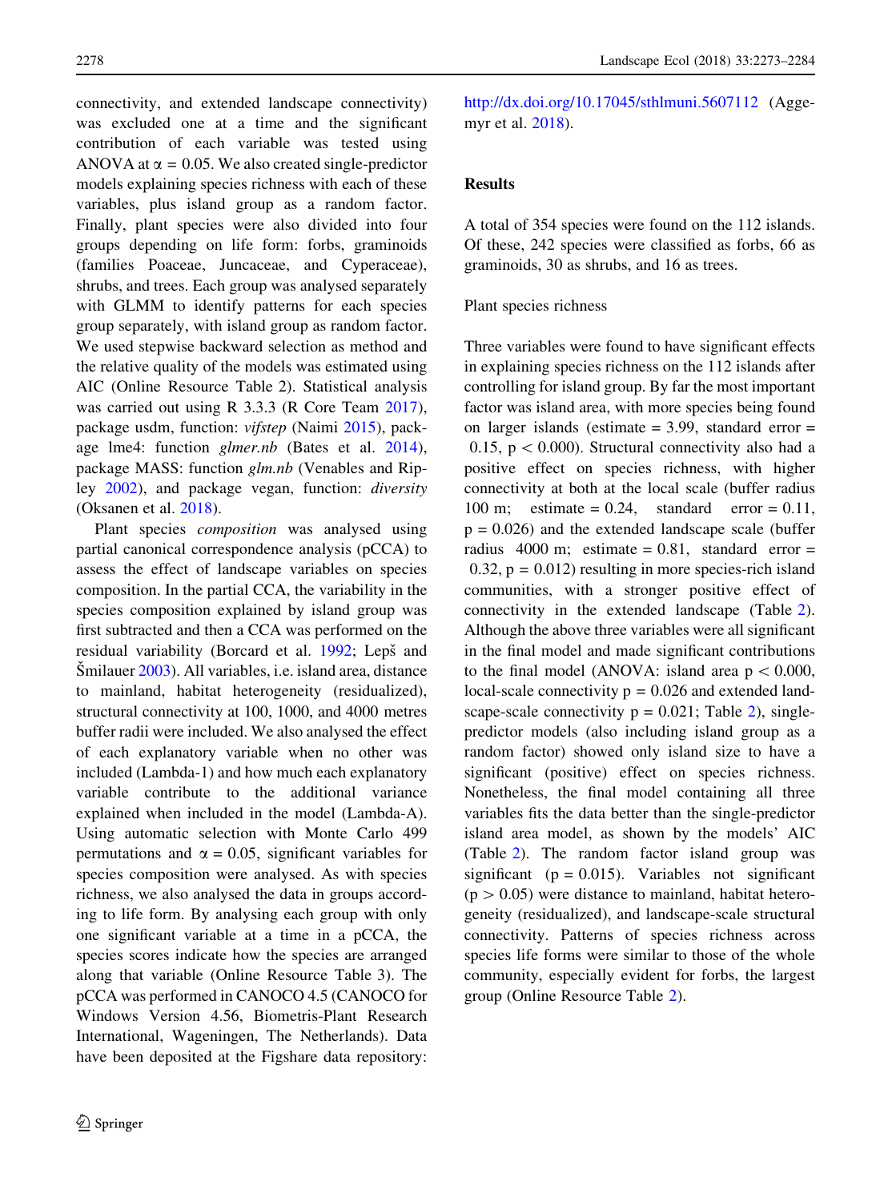connectivity, and extended landscape connectivity) was excluded one at a time and the significant contribution of each variable was tested using ANOVA at $\alpha = 0.05$. We also created single-predictor models explaining species richness with each of these variables, plus island group as a random factor. Finally, plant species were also divided into four groups depending on life form: forbs, graminoids (families Poaceae, Juncaceae, and Cyperaceae), shrubs, and trees. Each group was analysed separately with GLMM to identify patterns for each species group separately, with island group as random factor. We used stepwise backward selection as method and the relative quality of the models was estimated using AIC (Online Resource Table 2). Statistical analysis was carried out using R 3.3.3 (R Core Team 2017), package usdm, function: *vifstep* (Naimi 2015), package lme4: function *glmer.nb* (Bates et al. 2014), package MASS: function *glm.nb* (Venables and Ripley 2002), and package vegan, function: *diversity* (Oksanen et al. 2018).

Plant species *composition* was analysed using partial canonical correspondence analysis (pCCA) to assess the effect of landscape variables on species composition. In the partial CCA, the variability in the species composition explained by island group was first subtracted and then a CCA was performed on the residual variability (Borcard et al. 1992; Lepš and Šmilauer 2003). All variables, i.e. island area, distance to mainland, habitat heterogeneity (residualized), structural connectivity at 100, 1000, and 4000 metres buffer radii were included. We also analysed the effect of each explanatory variable when no other was included (Lambda-1) and how much each explanatory variable contribute to the additional variance explained when included in the model (Lambda-A). Using automatic selection with Monte Carlo 499 permutations and $\alpha = 0.05$, significant variables for species composition were analysed. As with species richness, we also analysed the data in groups according to life form. By analysing each group with only one significant variable at a time in a pCCA, the species scores indicate how the species are arranged along that variable (Online Resource Table 3). The pCCA was performed in CANOCO 4.5 (CANOCO for Windows Version 4.56, Biometris-Plant Research International, Wageningen, The Netherlands). Data have been deposited at the Figshare data repository: http://dx.doi.org/10.17045/sthlmuni.5607112 (Aggemyr et al. 2018).

## Results

A total of 354 species were found on the 112 islands. Of these, 242 species were classified as forbs, 66 as graminoids, 30 as shrubs, and 16 as trees.

### Plant species richness

Three variables were found to have significant effects in explaining species richness on the 112 islands after controlling for island group. By far the most important factor was island area, with more species being found on larger islands (estimate = 3.99, standard error = 0.15, $p < 0.000$). Structural connectivity also had a positive effect on species richness, with higher connectivity at both at the local scale (buffer radius 100 m; estimate = 0.24, standard error = 0.11, $p = 0.026$) and the extended landscape scale (buffer radius 4000 m; estimate = 0.81, standard error = 0.32, $p = 0.012$) resulting in more species-rich island communities, with a stronger positive effect of connectivity in the extended landscape (Table 2). Although the above three variables were all significant in the final model and made significant contributions to the final model (ANOVA: island area $p < 0.000$, local-scale connectivity $p = 0.026$ and extended landscape-scale connectivity $p = 0.021$; Table 2), single-predictor models (also including island group as a random factor) showed only island size to have a significant (positive) effect on species richness. Nonetheless, the final model containing all three variables fits the data better than the single-predictor island area model, as shown by the models' AIC (Table 2). The random factor island group was significant ($p = 0.015$). Variables not significant ($p > 0.05$) were distance to mainland, habitat heterogeneity (residualized), and landscape-scale structural connectivity. Patterns of species richness across species life forms were similar to those of the whole community, especially evident for forbs, the largest group (Online Resource Table 2).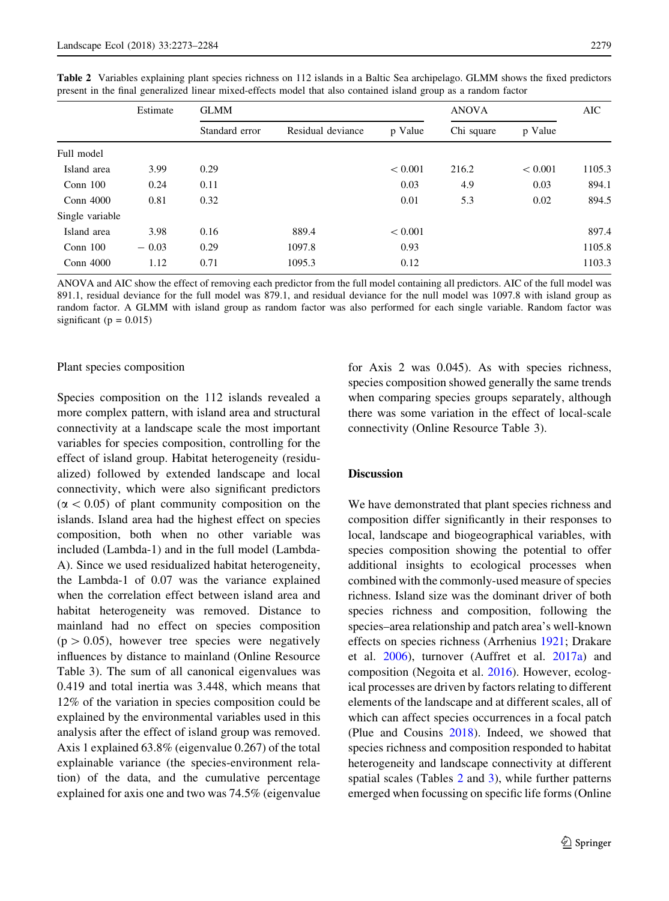**Table 2** Variables explaining plant species richness on 112 islands in a Baltic Sea archipelago. GLMM shows the fixed predictors present in the final generalized linear mixed-effects model that also contained island group as a random factor

| | Estimate | GLMM | | | ANOVA | | AIC |
|---|---|---|---|---|---|---|---|
| | | Standard error | Residual deviance | p Value | Chi square | p Value | |
| Full model | | | | | | | |
| Island area | 3.99 | 0.29 | | < 0.001 | 216.2 | < 0.001 | 1105.3 |
| Conn 100 | 0.24 | 0.11 | | 0.03 | 4.9 | 0.03 | 894.1 |
| Conn 4000 | 0.81 | 0.32 | | 0.01 | 5.3 | 0.02 | 894.5 |
| Single variable | | | | | | | |
| Island area | 3.98 | 0.16 | 889.4 | < 0.001 | | | 897.4 |
| Conn 100 | − 0.03 | 0.29 | 1097.8 | 0.93 | | | 1105.8 |
| Conn 4000 | 1.12 | 0.71 | 1095.3 | 0.12 | | | 1103.3 |

ANOVA and AIC show the effect of removing each predictor from the full model containing all predictors. AIC of the full model was 891.1, residual deviance for the full model was 879.1, and residual deviance for the null model was 1097.8 with island group as random factor. A GLMM with island group as random factor was also performed for each single variable. Random factor was significant (p = 0.015)

Plant species composition

Species composition on the 112 islands revealed a more complex pattern, with island area and structural connectivity at a landscape scale the most important variables for species composition, controlling for the effect of island group. Habitat heterogeneity (residualized) followed by extended landscape and local connectivity, which were also significant predictors ($\alpha < 0.05$) of plant community composition on the islands. Island area had the highest effect on species composition, both when no other variable was included (Lambda-1) and in the full model (Lambda-A). Since we used residualized habitat heterogeneity, the Lambda-1 of 0.07 was the variance explained when the correlation effect between island area and habitat heterogeneity was removed. Distance to mainland had no effect on species composition ($p > 0.05$), however tree species were negatively influences by distance to mainland (Online Resource Table 3). The sum of all canonical eigenvalues was 0.419 and total inertia was 3.448, which means that 12% of the variation in species composition could be explained by the environmental variables used in this analysis after the effect of island group was removed. Axis 1 explained 63.8% (eigenvalue 0.267) of the total explainable variance (the species-environment relation) of the data, and the cumulative percentage explained for axis one and two was 74.5% (eigenvalue for Axis 2 was 0.045). As with species richness, species composition showed generally the same trends when comparing species groups separately, although there was some variation in the effect of local-scale connectivity (Online Resource Table 3).

## Discussion

We have demonstrated that plant species richness and composition differ significantly in their responses to local, landscape and biogeographical variables, with species composition showing the potential to offer additional insights to ecological processes when combined with the commonly-used measure of species richness. Island size was the dominant driver of both species richness and composition, following the species–area relationship and patch area's well-known effects on species richness (Arrhenius 1921; Drakare et al. 2006), turnover (Auffret et al. 2017a) and composition (Negoita et al. 2016). However, ecological processes are driven by factors relating to different elements of the landscape and at different scales, all of which can affect species occurrences in a focal patch (Plue and Cousins 2018). Indeed, we showed that species richness and composition responded to habitat heterogeneity and landscape connectivity at different spatial scales (Tables 2 and 3), while further patterns emerged when focussing on specific life forms (Online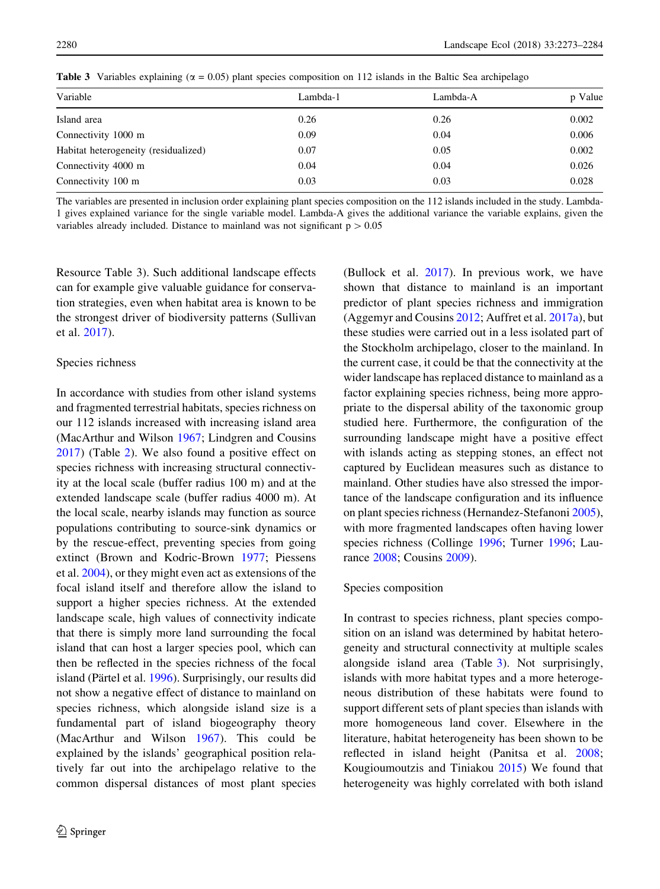**Table 3** Variables explaining ($\alpha = 0.05$) plant species composition on 112 islands in the Baltic Sea archipelago

| Variable | Lambda-1 | Lambda-A | p Value |
|---|---|---|---|
| Island area | 0.26 | 0.26 | 0.002 |
| Connectivity 1000 m | 0.09 | 0.04 | 0.006 |
| Habitat heterogeneity (residualized) | 0.07 | 0.05 | 0.002 |
| Connectivity 4000 m | 0.04 | 0.04 | 0.026 |
| Connectivity 100 m | 0.03 | 0.03 | 0.028 |

The variables are presented in inclusion order explaining plant species composition on the 112 islands included in the study. Lambda-1 gives explained variance for the single variable model. Lambda-A gives the additional variance the variable explains, given the variables already included. Distance to mainland was not significant $p > 0.05$

Resource Table 3). Such additional landscape effects can for example give valuable guidance for conservation strategies, even when habitat area is known to be the strongest driver of biodiversity patterns (Sullivan et al. 2017).

### Species richness

In accordance with studies from other island systems and fragmented terrestrial habitats, species richness on our 112 islands increased with increasing island area (MacArthur and Wilson 1967; Lindgren and Cousins 2017) (Table 2). We also found a positive effect on species richness with increasing structural connectivity at the local scale (buffer radius 100 m) and at the extended landscape scale (buffer radius 4000 m). At the local scale, nearby islands may function as source populations contributing to source-sink dynamics or by the rescue-effect, preventing species from going extinct (Brown and Kodric-Brown 1977; Piessens et al. 2004), or they might even act as extensions of the focal island itself and therefore allow the island to support a higher species richness. At the extended landscape scale, high values of connectivity indicate that there is simply more land surrounding the focal island that can host a larger species pool, which can then be reflected in the species richness of the focal island (Pärtel et al. 1996). Surprisingly, our results did not show a negative effect of distance to mainland on species richness, which alongside island size is a fundamental part of island biogeography theory (MacArthur and Wilson 1967). This could be explained by the islands' geographical position relatively far out into the archipelago relative to the common dispersal distances of most plant species (Bullock et al. 2017). In previous work, we have shown that distance to mainland is an important predictor of plant species richness and immigration (Aggemyr and Cousins 2012; Auffret et al. 2017a), but these studies were carried out in a less isolated part of the Stockholm archipelago, closer to the mainland. In the current case, it could be that the connectivity at the wider landscape has replaced distance to mainland as a factor explaining species richness, being more appropriate to the dispersal ability of the taxonomic group studied here. Furthermore, the configuration of the surrounding landscape might have a positive effect with islands acting as stepping stones, an effect not captured by Euclidean measures such as distance to mainland. Other studies have also stressed the importance of the landscape configuration and its influence on plant species richness (Hernandez-Stefanoni 2005), with more fragmented landscapes often having lower species richness (Collinge 1996; Turner 1996; Laurance 2008; Cousins 2009).

### Species composition

In contrast to species richness, plant species composition on an island was determined by habitat heterogeneity and structural connectivity at multiple scales alongside island area (Table 3). Not surprisingly, islands with more habitat types and a more heterogeneous distribution of these habitats were found to support different sets of plant species than islands with more homogeneous land cover. Elsewhere in the literature, habitat heterogeneity has been shown to be reflected in island height (Panitsa et al. 2008; Kougioumoutzis and Tiniakou 2015) We found that heterogeneity was highly correlated with both island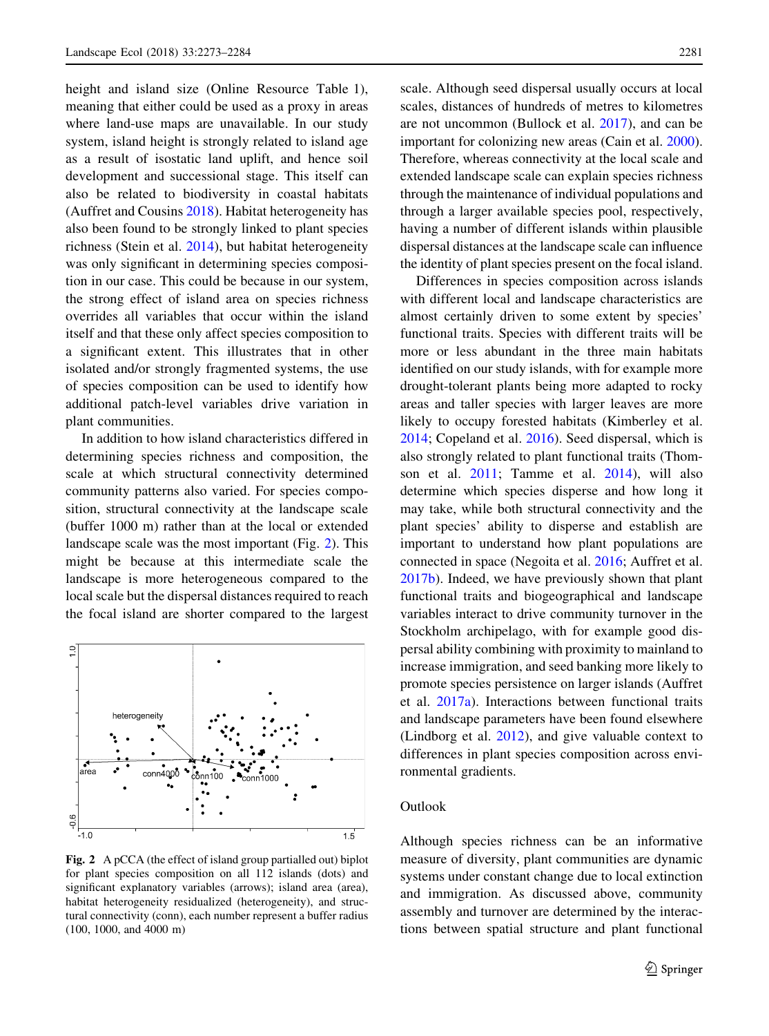height and island size (Online Resource Table 1), meaning that either could be used as a proxy in areas where land-use maps are unavailable. In our study system, island height is strongly related to island age as a result of isostatic land uplift, and hence soil development and successional stage. This itself can also be related to biodiversity in coastal habitats (Auffret and Cousins 2018). Habitat heterogeneity has also been found to be strongly linked to plant species richness (Stein et al. 2014), but habitat heterogeneity was only significant in determining species composition in our case. This could be because in our system, the strong effect of island area on species richness overrides all variables that occur within the island itself and that these only affect species composition to a significant extent. This illustrates that in other isolated and/or strongly fragmented systems, the use of species composition can be used to identify how additional patch-level variables drive variation in plant communities.

In addition to how island characteristics differed in determining species richness and composition, the scale at which structural connectivity determined community patterns also varied. For species composition, structural connectivity at the landscape scale (buffer 1000 m) rather than at the local or extended landscape scale was the most important (Fig. 2). This might be because at this intermediate scale the landscape is more heterogeneous compared to the local scale but the dispersal distances required to reach the focal island are shorter compared to the largest scale. Although seed dispersal usually occurs at local scales, distances of hundreds of metres to kilometres are not uncommon (Bullock et al. 2017), and can be important for colonizing new areas (Cain et al. 2000). Therefore, whereas connectivity at the local scale and extended landscape scale can explain species richness through the maintenance of individual populations and through a larger available species pool, respectively, having a number of different islands within plausible dispersal distances at the landscape scale can influence the identity of plant species present on the focal island.

**Fig. 2** A pCCA (the effect of island group partialled out) biplot for plant species composition on all 112 islands (dots) and significant explanatory variables (arrows); island area (area), habitat heterogeneity residualized (heterogeneity), and structural connectivity (conn), each number represent a buffer radius (100, 1000, and 4000 m)

Differences in species composition across islands with different local and landscape characteristics are almost certainly driven to some extent by species' functional traits. Species with different traits will be more or less abundant in the three main habitats identified on our study islands, with for example more drought-tolerant plants being more adapted to rocky areas and taller species with larger leaves are more likely to occupy forested habitats (Kimberley et al. 2014; Copeland et al. 2016). Seed dispersal, which is also strongly related to plant functional traits (Thomson et al. 2011; Tamme et al. 2014), will also determine which species disperse and how long it may take, while both structural connectivity and the plant species' ability to disperse and establish are important to understand how plant populations are connected in space (Negoita et al. 2016; Auffret et al. 2017b). Indeed, we have previously shown that plant functional traits and biogeographical and landscape variables interact to drive community turnover in the Stockholm archipelago, with for example good dispersal ability combining with proximity to mainland to increase immigration, and seed banking more likely to promote species persistence on larger islands (Auffret et al. 2017a). Interactions between functional traits and landscape parameters have been found elsewhere (Lindborg et al. 2012), and give valuable context to differences in plant species composition across environmental gradients.

## Outlook

Although species richness can be an informative measure of diversity, plant communities are dynamic systems under constant change due to local extinction and immigration. As discussed above, community assembly and turnover are determined by the interactions between spatial structure and plant functional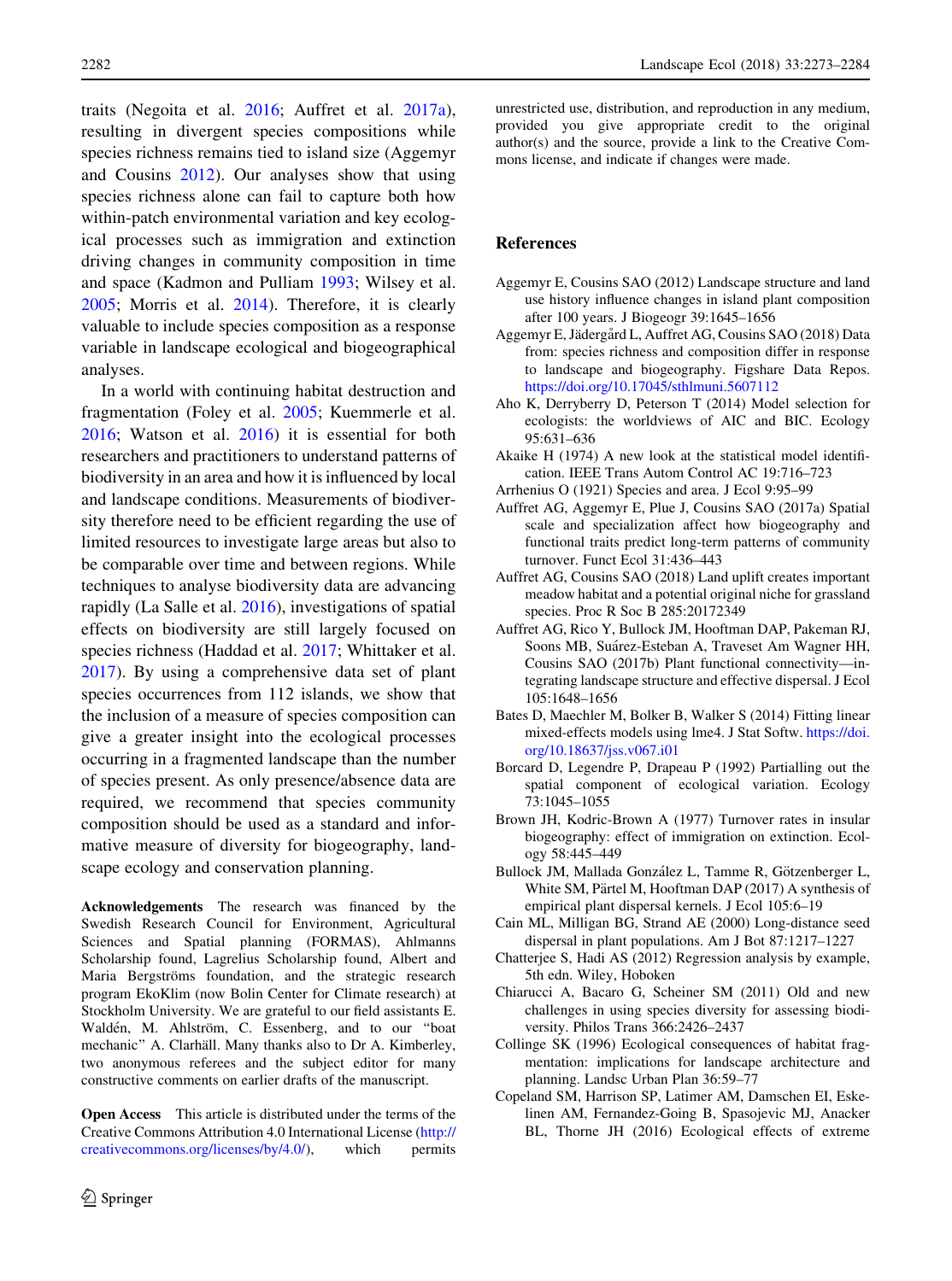traits (Negoita et al. 2016; Auffret et al. 2017a), resulting in divergent species compositions while species richness remains tied to island size (Aggemyr and Cousins 2012). Our analyses show that using species richness alone can fail to capture both how within-patch environmental variation and key ecological processes such as immigration and extinction driving changes in community composition in time and space (Kadmon and Pulliam 1993; Wilsey et al. 2005; Morris et al. 2014). Therefore, it is clearly valuable to include species composition as a response variable in landscape ecological and biogeographical analyses.

In a world with continuing habitat destruction and fragmentation (Foley et al. 2005; Kuemmerle et al. 2016; Watson et al. 2016) it is essential for both researchers and practitioners to understand patterns of biodiversity in an area and how it is influenced by local and landscape conditions. Measurements of biodiversity therefore need to be efficient regarding the use of limited resources to investigate large areas but also to be comparable over time and between regions. While techniques to analyse biodiversity data are advancing rapidly (La Salle et al. 2016), investigations of spatial effects on biodiversity are still largely focused on species richness (Haddad et al. 2017; Whittaker et al. 2017). By using a comprehensive data set of plant species occurrences from 112 islands, we show that the inclusion of a measure of species composition can give a greater insight into the ecological processes occurring in a fragmented landscape than the number of species present. As only presence/absence data are required, we recommend that species community composition should be used as a standard and informative measure of diversity for biogeography, landscape ecology and conservation planning.

**Acknowledgements** The research was financed by the Swedish Research Council for Environment, Agricultural Sciences and Spatial planning (FORMAS), Ahlmanns Scholarship found, Lagrelius Scholarship found, Albert and Maria Bergströms foundation, and the strategic research program EkoKlim (now Bolin Center for Climate research) at Stockholm University. We are grateful to our field assistants E. Waldén, M. Ahlström, C. Essenberg, and to our "boat mechanic" A. Clarhäll. Many thanks also to Dr A. Kimberley, two anonymous referees and the subject editor for many constructive comments on earlier drafts of the manuscript.

**Open Access** This article is distributed under the terms of the Creative Commons Attribution 4.0 International License (http://creativecommons.org/licenses/by/4.0/), which permits unrestricted use, distribution, and reproduction in any medium, provided you give appropriate credit to the original author(s) and the source, provide a link to the Creative Commons license, and indicate if changes were made.

## References

Aggemyr E, Cousins SAO (2012) Landscape structure and land use history influence changes in island plant composition after 100 years. J Biogeogr 39:1645–1656

Aggemyr E, Jädergård L, Auffret AG, Cousins SAO (2018) Data from: species richness and composition differ in response to landscape and biogeography. Figshare Data Repos. https://doi.org/10.17045/sthlmuni.5607112

Aho K, Derryberry D, Peterson T (2014) Model selection for ecologists: the worldviews of AIC and BIC. Ecology 95:631–636

Akaike H (1974) A new look at the statistical model identification. IEEE Trans Autom Control AC 19:716–723

Arrhenius O (1921) Species and area. J Ecol 9:95–99

Auffret AG, Aggemyr E, Plue J, Cousins SAO (2017a) Spatial scale and specialization affect how biogeography and functional traits predict long-term patterns of community turnover. Funct Ecol 31:436–443

Auffret AG, Cousins SAO (2018) Land uplift creates important meadow habitat and a potential original niche for grassland species. Proc R Soc B 285:20172349

Auffret AG, Rico Y, Bullock JM, Hooftman DAP, Pakeman RJ, Soons MB, Suárez-Esteban A, Traveset Am Wagner HH, Cousins SAO (2017b) Plant functional connectivity—integrating landscape structure and effective dispersal. J Ecol 105:1648–1656

Bates D, Maechler M, Bolker B, Walker S (2014) Fitting linear mixed-effects models using lme4. J Stat Softw. https://doi.org/10.18637/jss.v067.i01

Borcard D, Legendre P, Drapeau P (1992) Partialling out the spatial component of ecological variation. Ecology 73:1045–1055

Brown JH, Kodric-Brown A (1977) Turnover rates in insular biogeography: effect of immigration on extinction. Ecology 58:445–449

Bullock JM, Mallada González L, Tamme R, Götzenberger L, White SM, Pärtel M, Hooftman DAP (2017) A synthesis of empirical plant dispersal kernels. J Ecol 105:6–19

Cain ML, Milligan BG, Strand AE (2000) Long-distance seed dispersal in plant populations. Am J Bot 87:1217–1227

Chatterjee S, Hadi AS (2012) Regression analysis by example, 5th edn. Wiley, Hoboken

Chiarucci A, Bacaro G, Scheiner SM (2011) Old and new challenges in using species diversity for assessing biodiversity. Philos Trans 366:2426–2437

Collinge SK (1996) Ecological consequences of habitat fragmentation: implications for landscape architecture and planning. Landsc Urban Plan 36:59–77

Copeland SM, Harrison SP, Latimer AM, Damschen EI, Eskelinen AM, Fernandez-Going B, Spasojevic MJ, Anacker BL, Thorne JH (2016) Ecological effects of extreme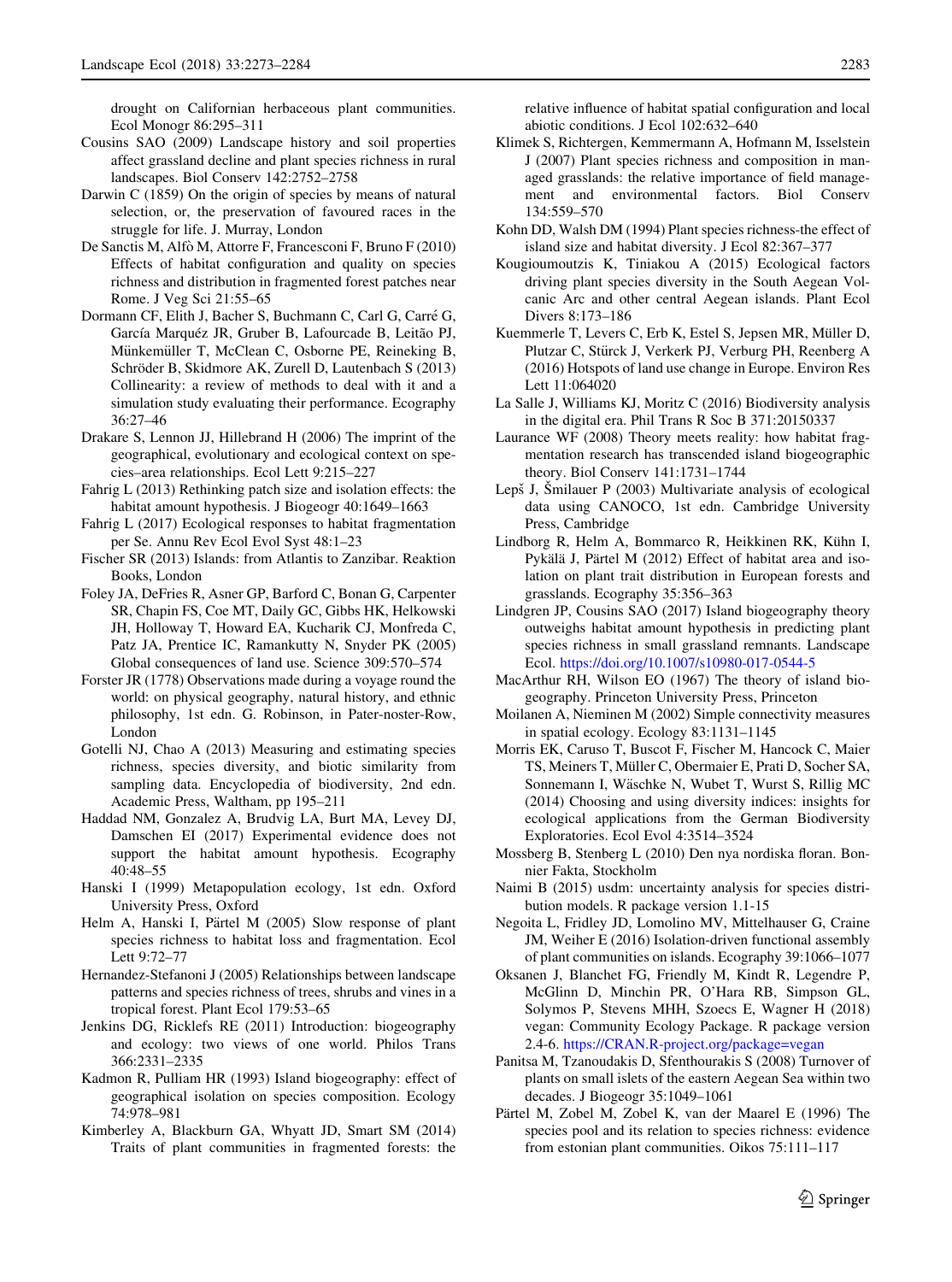drought on Californian herbaceous plant communities. Ecol Monogr 86:295–311

Cousins SAO (2009) Landscape history and soil properties affect grassland decline and plant species richness in rural landscapes. Biol Conserv 142:2752–2758

Darwin C (1859) On the origin of species by means of natural selection, or, the preservation of favoured races in the struggle for life. J. Murray, London

De Sanctis M, Alfò M, Attorre F, Francesconi F, Bruno F (2010) Effects of habitat configuration and quality on species richness and distribution in fragmented forest patches near Rome. J Veg Sci 21:55–65

Dormann CF, Elith J, Bacher S, Buchmann C, Carl G, Carré G, García Marquéz JR, Gruber B, Lafourcade B, Leitão PJ, Münkemüller T, McClean C, Osborne PE, Reineking B, Schröder B, Skidmore AK, Zurell D, Lautenbach S (2013) Collinearity: a review of methods to deal with it and a simulation study evaluating their performance. Ecography 36:27–46

Drakare S, Lennon JJ, Hillebrand H (2006) The imprint of the geographical, evolutionary and ecological context on species–area relationships. Ecol Lett 9:215–227

Fahrig L (2013) Rethinking patch size and isolation effects: the habitat amount hypothesis. J Biogeogr 40:1649–1663

Fahrig L (2017) Ecological responses to habitat fragmentation per Se. Annu Rev Ecol Evol Syst 48:1–23

Fischer SR (2013) Islands: from Atlantis to Zanzibar. Reaktion Books, London

Foley JA, DeFries R, Asner GP, Barford C, Bonan G, Carpenter SR, Chapin FS, Coe MT, Daily GC, Gibbs HK, Helkowski JH, Holloway T, Howard EA, Kucharik CJ, Monfreda C, Patz JA, Prentice IC, Ramankutty N, Snyder PK (2005) Global consequences of land use. Science 309:570–574

Forster JR (1778) Observations made during a voyage round the world: on physical geography, natural history, and ethnic philosophy, 1st edn. G. Robinson, in Pater-noster-Row, London

Gotelli NJ, Chao A (2013) Measuring and estimating species richness, species diversity, and biotic similarity from sampling data. Encyclopedia of biodiversity, 2nd edn. Academic Press, Waltham, pp 195–211

Haddad NM, Gonzalez A, Brudvig LA, Burt MA, Levey DJ, Damschen EI (2017) Experimental evidence does not support the habitat amount hypothesis. Ecography 40:48–55

Hanski I (1999) Metapopulation ecology, 1st edn. Oxford University Press, Oxford

Helm A, Hanski I, Pärtel M (2005) Slow response of plant species richness to habitat loss and fragmentation. Ecol Lett 9:72–77

Hernandez-Stefanoni J (2005) Relationships between landscape patterns and species richness of trees, shrubs and vines in a tropical forest. Plant Ecol 179:53–65

Jenkins DG, Ricklefs RE (2011) Introduction: biogeography and ecology: two views of one world. Philos Trans 366:2331–2335

Kadmon R, Pulliam HR (1993) Island biogeography: effect of geographical isolation on species composition. Ecology 74:978–981

Kimberley A, Blackburn GA, Whyatt JD, Smart SM (2014) Traits of plant communities in fragmented forests: the relative influence of habitat spatial configuration and local abiotic conditions. J Ecol 102:632–640

Klimek S, Richtergen, Kemmermann A, Hofmann M, Isselstein J (2007) Plant species richness and composition in managed grasslands: the relative importance of field management and environmental factors. Biol Conserv 134:559–570

Kohn DD, Walsh DM (1994) Plant species richness-the effect of island size and habitat diversity. J Ecol 82:367–377

Kougioumoutzis K, Tiniakou A (2015) Ecological factors driving plant species diversity in the South Aegean Volcanic Arc and other central Aegean islands. Plant Ecol Divers 8:173–186

Kuemmerle T, Levers C, Erb K, Estel S, Jepsen MR, Müller D, Plutzar C, Stürck J, Verkerk PJ, Verburg PH, Reenberg A (2016) Hotspots of land use change in Europe. Environ Res Lett 11:064020

La Salle J, Williams KJ, Moritz C (2016) Biodiversity analysis in the digital era. Phil Trans R Soc B 371:20150337

Laurance WF (2008) Theory meets reality: how habitat fragmentation research has transcended island biogeographic theory. Biol Conserv 141:1731–1744

Lepš J, Šmilauer P (2003) Multivariate analysis of ecological data using CANOCO, 1st edn. Cambridge University Press, Cambridge

Lindborg R, Helm A, Bommarco R, Heikkinen RK, Kühn I, Pykälä J, Pärtel M (2012) Effect of habitat area and isolation on plant trait distribution in European forests and grasslands. Ecography 35:356–363

Lindgren JP, Cousins SAO (2017) Island biogeography theory outweighs habitat amount hypothesis in predicting plant species richness in small grassland remnants. Landscape Ecol. https://doi.org/10.1007/s10980-017-0544-5

MacArthur RH, Wilson EO (1967) The theory of island biogeography. Princeton University Press, Princeton

Moilanen A, Nieminen M (2002) Simple connectivity measures in spatial ecology. Ecology 83:1131–1145

Morris EK, Caruso T, Buscot F, Fischer M, Hancock C, Maier TS, Meiners T, Müller C, Obermaier E, Prati D, Socher SA, Sonnemann I, Wäschke N, Wubet T, Wurst S, Rillig MC (2014) Choosing and using diversity indices: insights for ecological applications from the German Biodiversity Exploratories. Ecol Evol 4:3514–3524

Mossberg B, Stenberg L (2010) Den nya nordiska floran. Bonnier Fakta, Stockholm

Naimi B (2015) usdm: uncertainty analysis for species distribution models. R package version 1.1-15

Negoita L, Fridley JD, Lomolino MV, Mittelhauser G, Craine JM, Weiher E (2016) Isolation-driven functional assembly of plant communities on islands. Ecography 39:1066–1077

Oksanen J, Blanchet FG, Friendly M, Kindt R, Legendre P, McGlinn D, Minchin PR, O'Hara RB, Simpson GL, Solymos P, Stevens MHH, Szoecs E, Wagner H (2018) vegan: Community Ecology Package. R package version 2.4-6. https://CRAN.R-project.org/package=vegan

Panitsa M, Tzanoudakis D, Sfenthourakis S (2008) Turnover of plants on small islets of the eastern Aegean Sea within two decades. J Biogeogr 35:1049–1061

Pärtel M, Zobel M, Zobel K, van der Maarel E (1996) The species pool and its relation to species richness: evidence from estonian plant communities. Oikos 75:111–117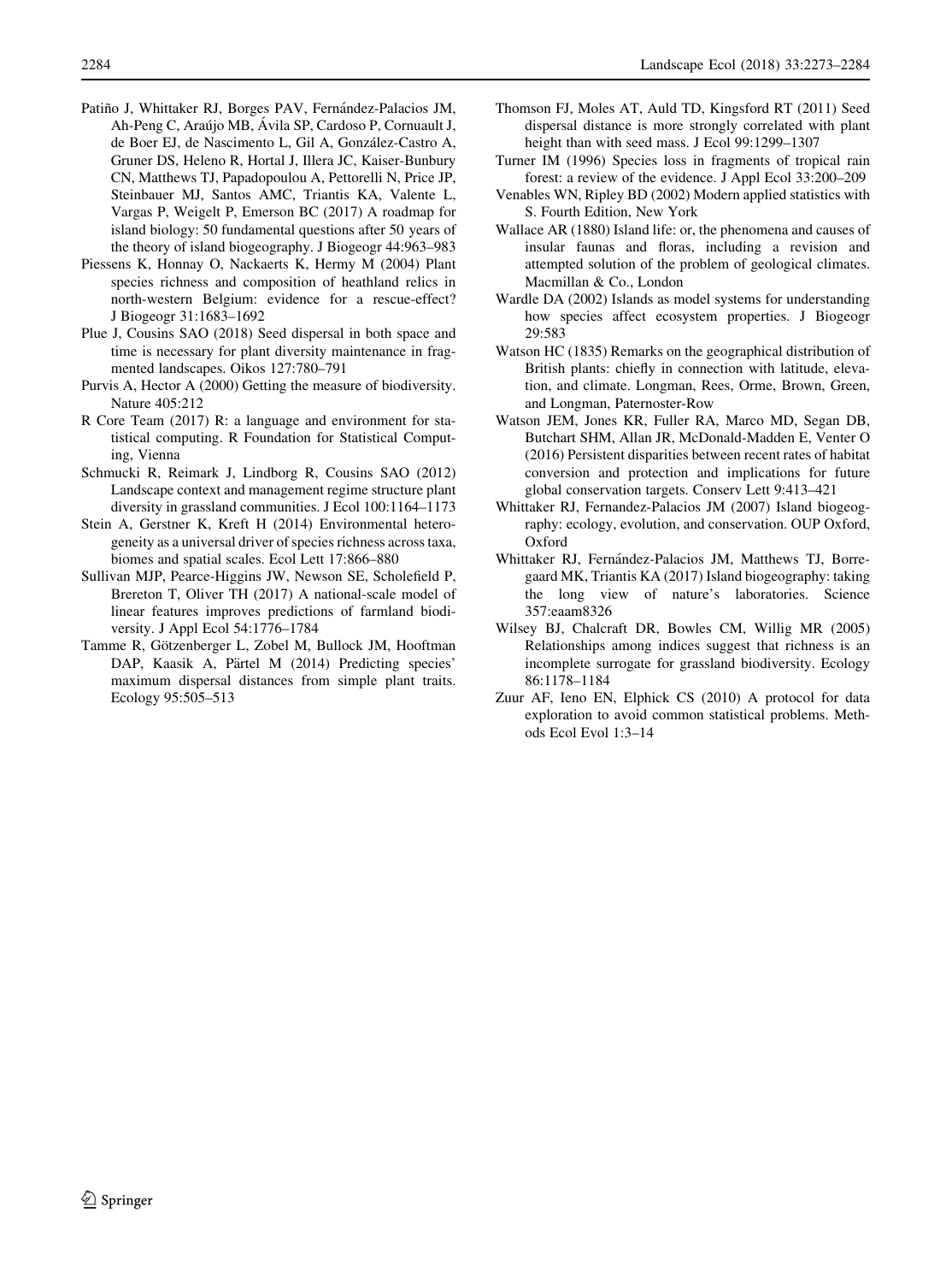Patiño J, Whittaker RJ, Borges PAV, Fernández-Palacios JM, Ah-Peng C, Araújo MB, Ávila SP, Cardoso P, Cornuault J, de Boer EJ, de Nascimento L, Gil A, González-Castro A, Gruner DS, Heleno R, Hortal J, Illera JC, Kaiser-Bunbury CN, Matthews TJ, Papadopoulou A, Pettorelli N, Price JP, Steinbauer MJ, Santos AMC, Triantis KA, Valente L, Vargas P, Weigelt P, Emerson BC (2017) A roadmap for island biology: 50 fundamental questions after 50 years of the theory of island biogeography. J Biogeogr 44:963–983

Piessens K, Honnay O, Nackaerts K, Hermy M (2004) Plant species richness and composition of heathland relics in north-western Belgium: evidence for a rescue-effect? J Biogeogr 31:1683–1692

Plue J, Cousins SAO (2018) Seed dispersal in both space and time is necessary for plant diversity maintenance in fragmented landscapes. Oikos 127:780–791

Purvis A, Hector A (2000) Getting the measure of biodiversity. Nature 405:212

R Core Team (2017) R: a language and environment for statistical computing. R Foundation for Statistical Computing, Vienna

Schmucki R, Reimark J, Lindborg R, Cousins SAO (2012) Landscape context and management regime structure plant diversity in grassland communities. J Ecol 100:1164–1173

Stein A, Gerstner K, Kreft H (2014) Environmental heterogeneity as a universal driver of species richness across taxa, biomes and spatial scales. Ecol Lett 17:866–880

Sullivan MJP, Pearce-Higgins JW, Newson SE, Scholefield P, Brereton T, Oliver TH (2017) A national-scale model of linear features improves predictions of farmland biodiversity. J Appl Ecol 54:1776–1784

Tamme R, Götzenberger L, Zobel M, Bullock JM, Hooftman DAP, Kaasik A, Pärtel M (2014) Predicting species' maximum dispersal distances from simple plant traits. Ecology 95:505–513

Thomson FJ, Moles AT, Auld TD, Kingsford RT (2011) Seed dispersal distance is more strongly correlated with plant height than with seed mass. J Ecol 99:1299–1307

Turner IM (1996) Species loss in fragments of tropical rain forest: a review of the evidence. J Appl Ecol 33:200–209

Venables WN, Ripley BD (2002) Modern applied statistics with S. Fourth Edition, New York

Wallace AR (1880) Island life: or, the phenomena and causes of insular faunas and floras, including a revision and attempted solution of the problem of geological climates. Macmillan & Co., London

Wardle DA (2002) Islands as model systems for understanding how species affect ecosystem properties. J Biogeogr 29:583

Watson HC (1835) Remarks on the geographical distribution of British plants: chiefly in connection with latitude, elevation, and climate. Longman, Rees, Orme, Brown, Green, and Longman, Paternoster-Row

Watson JEM, Jones KR, Fuller RA, Marco MD, Segan DB, Butchart SHM, Allan JR, McDonald-Madden E, Venter O (2016) Persistent disparities between recent rates of habitat conversion and protection and implications for future global conservation targets. Conserv Lett 9:413–421

Whittaker RJ, Fernandez-Palacios JM (2007) Island biogeography: ecology, evolution, and conservation. OUP Oxford, Oxford

Whittaker RJ, Fernández-Palacios JM, Matthews TJ, Borregaard MK, Triantis KA (2017) Island biogeography: taking the long view of nature's laboratories. Science 357:eaam8326

Wilsey BJ, Chalcraft DR, Bowles CM, Willig MR (2005) Relationships among indices suggest that richness is an incomplete surrogate for grassland biodiversity. Ecology 86:1178–1184

Zuur AF, Ieno EN, Elphick CS (2010) A protocol for data exploration to avoid common statistical problems. Methods Ecol Evol 1:3–14